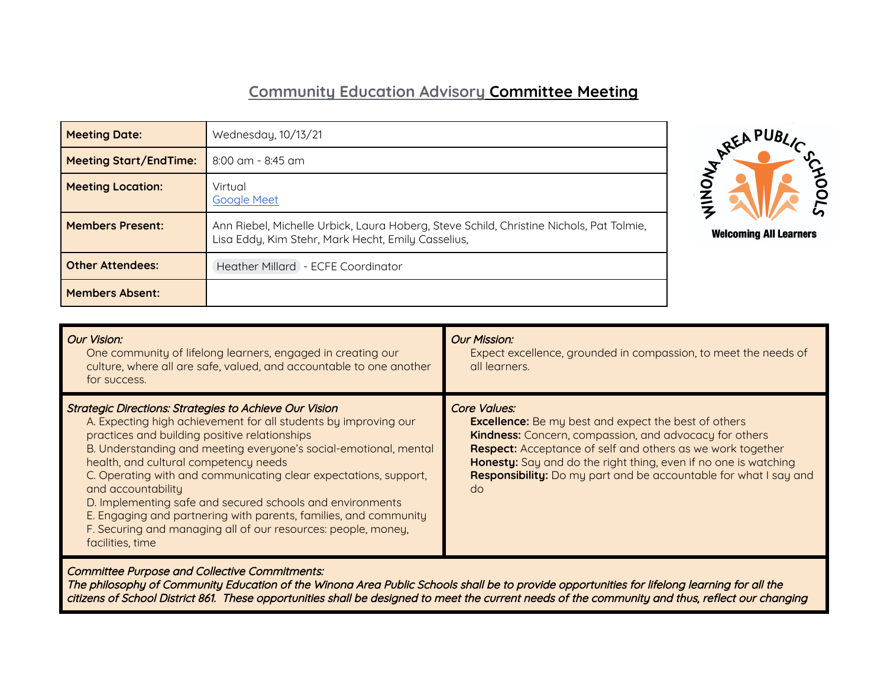# Community Education Advisory Committee Meeting

| Meeting Date: | Wednesday, 10/13/21 |
|---|---|
| Meeting Start/EndTime: | 8:00 am - 8:45 am |
| Meeting Location: | Virtual<br>Google Meet |
| Members Present: | Ann Riebel, Michelle Urbick, Laura Hoberg, Steve Schild, Christine Nichols, Pat Tolmie, Lisa Eddy, Kim Stehr, Mark Hecht, Emily Casselius, |
| Other Attendees: | Heather Millard - ECFE Coordinator |
| Members Absent: | |

WINONA AREA PUBLIC SCHOOLS
Welcoming All Learners

*Our Vision:*

One community of lifelong learners, engaged in creating our culture, where all are safe, valued, and accountable to one another for success.

*Our Mission:*

Expect excellence, grounded in compassion, to meet the needs of all learners.

*Strategic Directions: Strategies to Achieve Our Vision*

A. Expecting high achievement for all students by improving our practices and building positive relationships
B. Understanding and meeting everyone's social-emotional, mental health, and cultural competency needs
C. Operating with and communicating clear expectations, support, and accountability
D. Implementing safe and secured schools and environments
E. Engaging and partnering with parents, families, and community
F. Securing and managing all of our resources: people, money, facilities, time

*Core Values:*

**Excellence:** Be my best and expect the best of others
**Kindness:** Concern, compassion, and advocacy for others
**Respect:** Acceptance of self and others as we work together
**Honesty:** Say and do the right thing, even if no one is watching
**Responsibility:** Do my part and be accountable for what I say and do

*Committee Purpose and Collective Commitments:*

*The philosophy of Community Education of the Winona Area Public Schools shall be to provide opportunities for lifelong learning for all the citizens of School District 861. These opportunities shall be designed to meet the current needs of the community and thus, reflect our changing*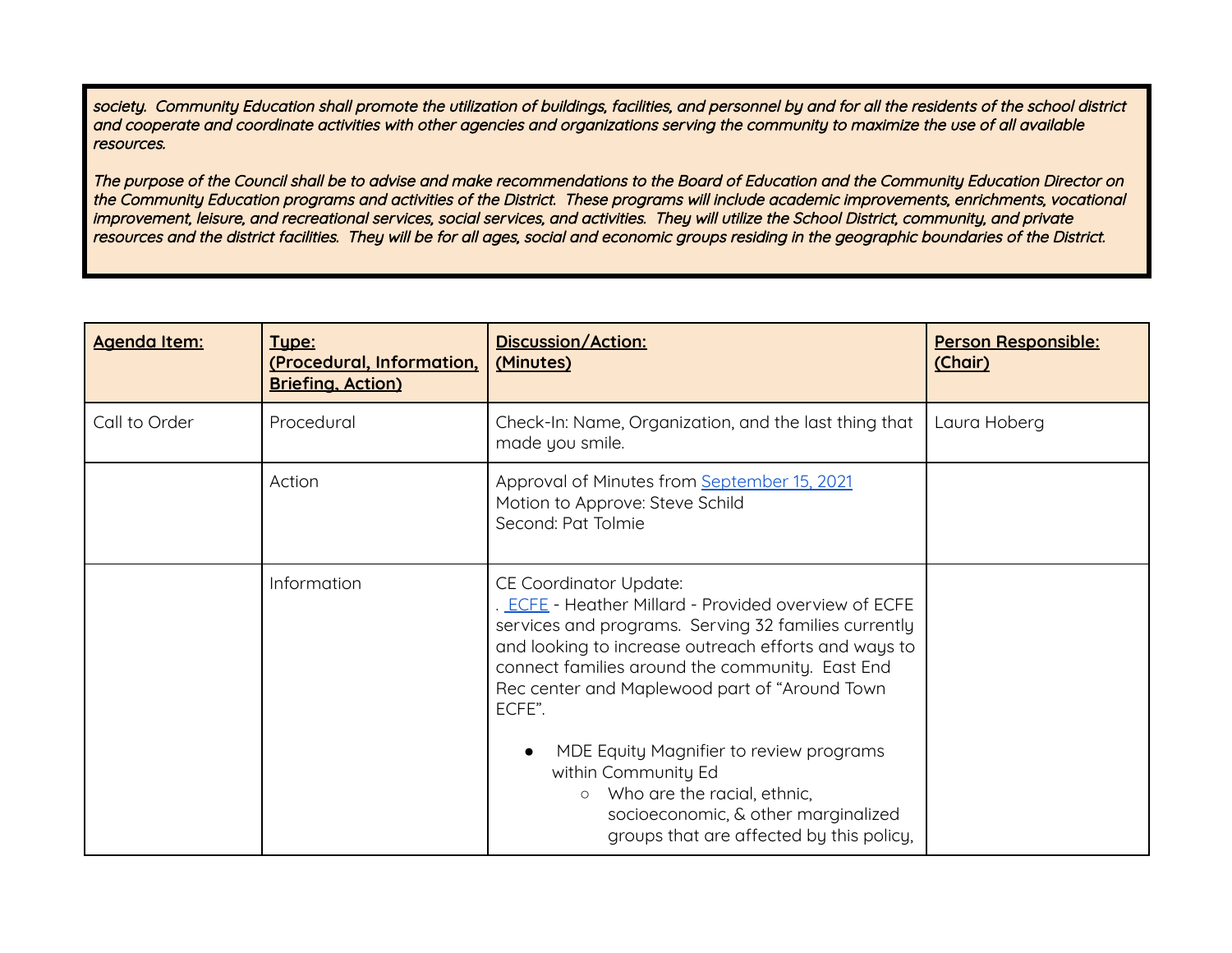*society. Community Education shall promote the utilization of buildings, facilities, and personnel by and for all the residents of the school district and cooperate and coordinate activities with other agencies and organizations serving the community to maximize the use of all available resources.*

*The purpose of the Council shall be to advise and make recommendations to the Board of Education and the Community Education Director on the Community Education programs and activities of the District. These programs will include academic improvements, enrichments, vocational improvement, leisure, and recreational services, social services, and activities. They will utilize the School District, community, and private resources and the district facilities. They will be for all ages, social and economic groups residing in the geographic boundaries of the District.*

| **Agenda Item:** | **Type: (Procedural, Information, Briefing, Action)** | **Discussion/Action: (Minutes)** | **Person Responsible: (Chair)** |
|---|---|---|---|
| Call to Order | Procedural | Check-In: Name, Organization, and the last thing that made you smile. | Laura Hoberg |
| | Action | Approval of Minutes from September 15, 2021<br>Motion to Approve: Steve Schild<br>Second: Pat Tolmie | |
| | Information | CE Coordinator Update:<br>. ECFE - Heather Millard - Provided overview of ECFE services and programs. Serving 32 families currently and looking to increase outreach efforts and ways to connect families around the community. East End Rec center and Maplewood part of "Around Town ECFE".<br>● MDE Equity Magnifier to review programs within Community Ed<br>○ Who are the racial, ethnic, socioeconomic, & other marginalized groups that are affected by this policy, | |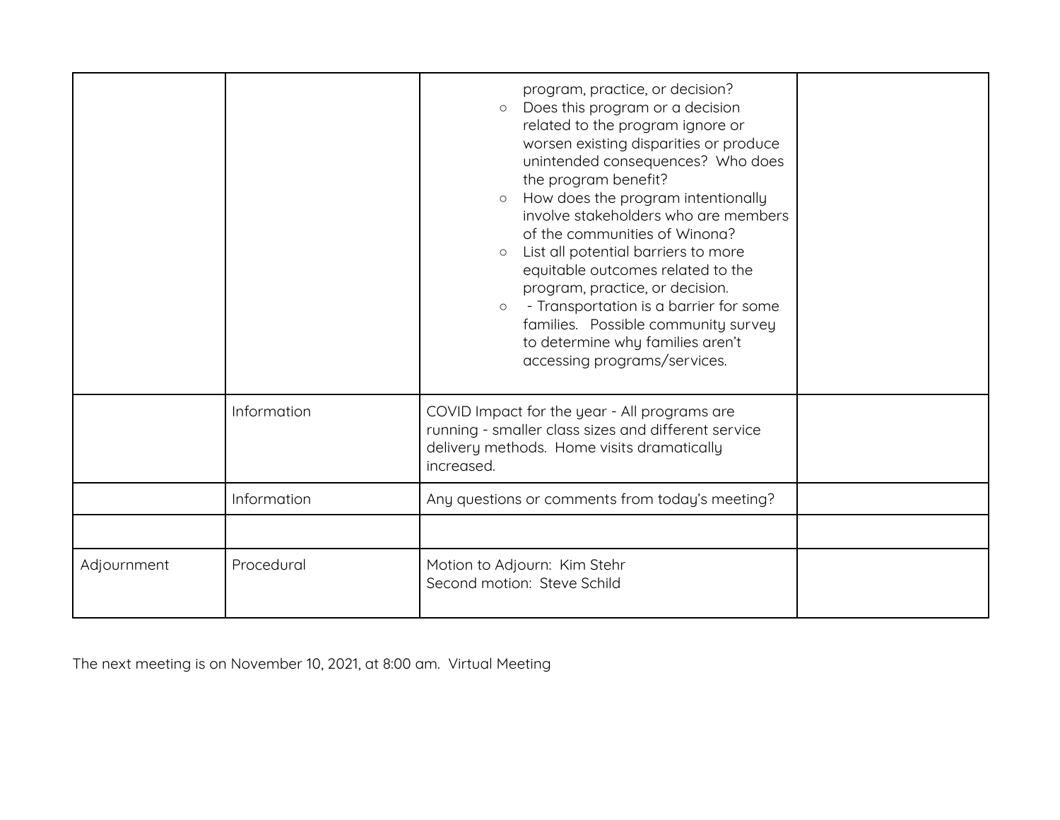| | | | |
|---|---|---|---|
| | | program, practice, or decision?<br>○ Does this program or a decision related to the program ignore or worsen existing disparities or produce unintended consequences? Who does the program benefit?<br>○ How does the program intentionally involve stakeholders who are members of the communities of Winona?<br>○ List all potential barriers to more equitable outcomes related to the program, practice, or decision.<br>○ - Transportation is a barrier for some families. Possible community survey to determine why families aren't accessing programs/services. | |
| | Information | COVID Impact for the year - All programs are running - smaller class sizes and different service delivery methods. Home visits dramatically increased. | |
| | Information | Any questions or comments from today's meeting? | |
| | | | |
| Adjournment | Procedural | Motion to Adjourn: Kim Stehr<br>Second motion: Steve Schild | |

The next meeting is on November 10, 2021, at 8:00 am. Virtual Meeting